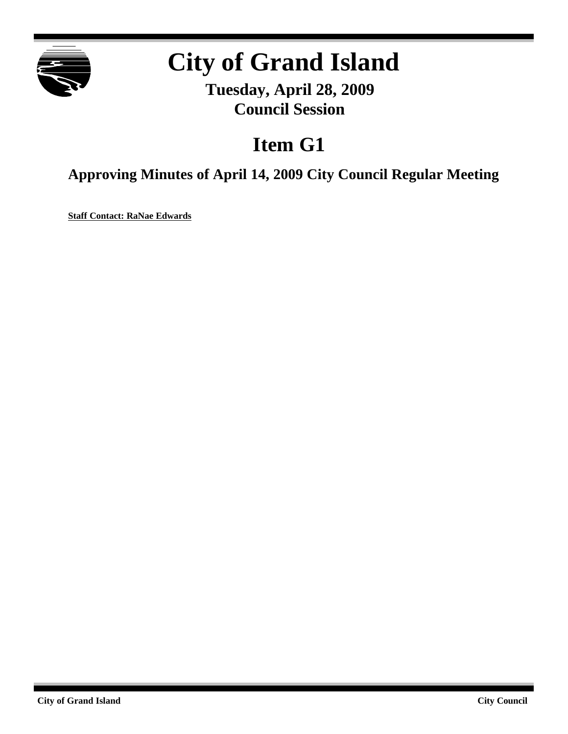# City of Grand Island

**Tuesday, April 28, 2009**
**Council Session**

## Item G1

### Approving Minutes of April 14, 2009 City Council Regular Meeting

**Staff Contact: RaNae Edwards**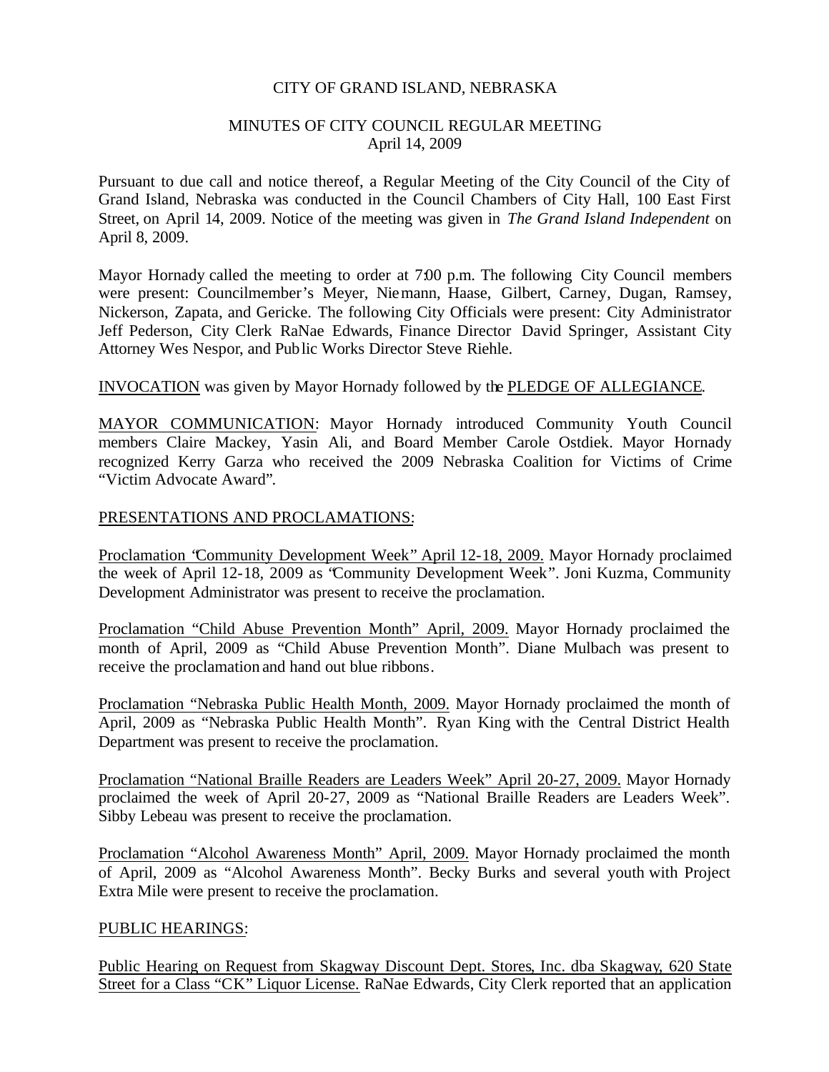CITY OF GRAND ISLAND, NEBRASKA

MINUTES OF CITY COUNCIL REGULAR MEETING
April 14, 2009

Pursuant to due call and notice thereof, a Regular Meeting of the City Council of the City of Grand Island, Nebraska was conducted in the Council Chambers of City Hall, 100 East First Street, on April 14, 2009. Notice of the meeting was given in *The Grand Island Independent* on April 8, 2009.

Mayor Hornady called the meeting to order at 7:00 p.m. The following City Council members were present: Councilmember's Meyer, Niemann, Haase, Gilbert, Carney, Dugan, Ramsey, Nickerson, Zapata, and Gericke. The following City Officials were present: City Administrator Jeff Pederson, City Clerk RaNae Edwards, Finance Director David Springer, Assistant City Attorney Wes Nespor, and Public Works Director Steve Riehle.

INVOCATION was given by Mayor Hornady followed by the PLEDGE OF ALLEGIANCE.

MAYOR COMMUNICATION: Mayor Hornady introduced Community Youth Council members Claire Mackey, Yasin Ali, and Board Member Carole Ostdiek. Mayor Hornady recognized Kerry Garza who received the 2009 Nebraska Coalition for Victims of Crime "Victim Advocate Award".

PRESENTATIONS AND PROCLAMATIONS:

Proclamation "Community Development Week" April 12-18, 2009. Mayor Hornady proclaimed the week of April 12-18, 2009 as "Community Development Week". Joni Kuzma, Community Development Administrator was present to receive the proclamation.

Proclamation "Child Abuse Prevention Month" April, 2009. Mayor Hornady proclaimed the month of April, 2009 as "Child Abuse Prevention Month". Diane Mulbach was present to receive the proclamation and hand out blue ribbons.

Proclamation "Nebraska Public Health Month, 2009. Mayor Hornady proclaimed the month of April, 2009 as "Nebraska Public Health Month". Ryan King with the Central District Health Department was present to receive the proclamation.

Proclamation "National Braille Readers are Leaders Week" April 20-27, 2009. Mayor Hornady proclaimed the week of April 20-27, 2009 as "National Braille Readers are Leaders Week". Sibby Lebeau was present to receive the proclamation.

Proclamation "Alcohol Awareness Month" April, 2009. Mayor Hornady proclaimed the month of April, 2009 as "Alcohol Awareness Month". Becky Burks and several youth with Project Extra Mile were present to receive the proclamation.

PUBLIC HEARINGS:

Public Hearing on Request from Skagway Discount Dept. Stores, Inc. dba Skagway, 620 State Street for a Class "CK" Liquor License. RaNae Edwards, City Clerk reported that an application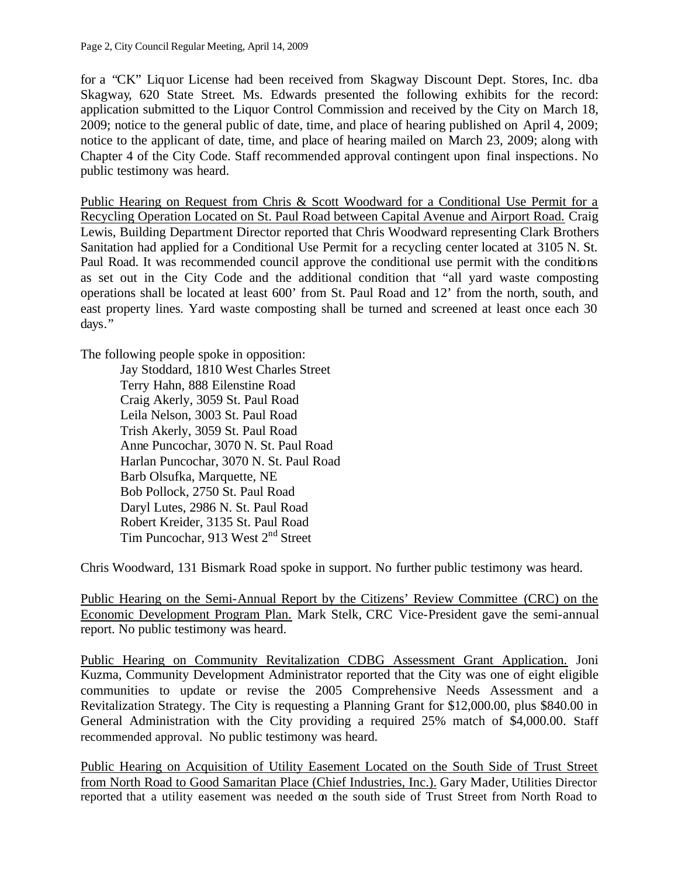for a "CK" Liquor License had been received from Skagway Discount Dept. Stores, Inc. dba Skagway, 620 State Street. Ms. Edwards presented the following exhibits for the record: application submitted to the Liquor Control Commission and received by the City on March 18, 2009; notice to the general public of date, time, and place of hearing published on April 4, 2009; notice to the applicant of date, time, and place of hearing mailed on March 23, 2009; along with Chapter 4 of the City Code. Staff recommended approval contingent upon final inspections. No public testimony was heard.

Public Hearing on Request from Chris & Scott Woodward for a Conditional Use Permit for a Recycling Operation Located on St. Paul Road between Capital Avenue and Airport Road. Craig Lewis, Building Department Director reported that Chris Woodward representing Clark Brothers Sanitation had applied for a Conditional Use Permit for a recycling center located at 3105 N. St. Paul Road. It was recommended council approve the conditional use permit with the conditions as set out in the City Code and the additional condition that "all yard waste composting operations shall be located at least 600' from St. Paul Road and 12' from the north, south, and east property lines. Yard waste composting shall be turned and screened at least once each 30 days."

The following people spoke in opposition:

Jay Stoddard, 1810 West Charles Street
Terry Hahn, 888 Eilenstine Road
Craig Akerly, 3059 St. Paul Road
Leila Nelson, 3003 St. Paul Road
Trish Akerly, 3059 St. Paul Road
Anne Puncochar, 3070 N. St. Paul Road
Harlan Puncochar, 3070 N. St. Paul Road
Barb Olsufka, Marquette, NE
Bob Pollock, 2750 St. Paul Road
Daryl Lutes, 2986 N. St. Paul Road
Robert Kreider, 3135 St. Paul Road
Tim Puncochar, 913 West 2nd Street

Chris Woodward, 131 Bismark Road spoke in support. No further public testimony was heard.

Public Hearing on the Semi-Annual Report by the Citizens' Review Committee (CRC) on the Economic Development Program Plan. Mark Stelk, CRC Vice-President gave the semi-annual report. No public testimony was heard.

Public Hearing on Community Revitalization CDBG Assessment Grant Application. Joni Kuzma, Community Development Administrator reported that the City was one of eight eligible communities to update or revise the 2005 Comprehensive Needs Assessment and a Revitalization Strategy. The City is requesting a Planning Grant for $12,000.00, plus $840.00 in General Administration with the City providing a required 25% match of $4,000.00. Staff recommended approval. No public testimony was heard.

Public Hearing on Acquisition of Utility Easement Located on the South Side of Trust Street from North Road to Good Samaritan Place (Chief Industries, Inc.). Gary Mader, Utilities Director reported that a utility easement was needed on the south side of Trust Street from North Road to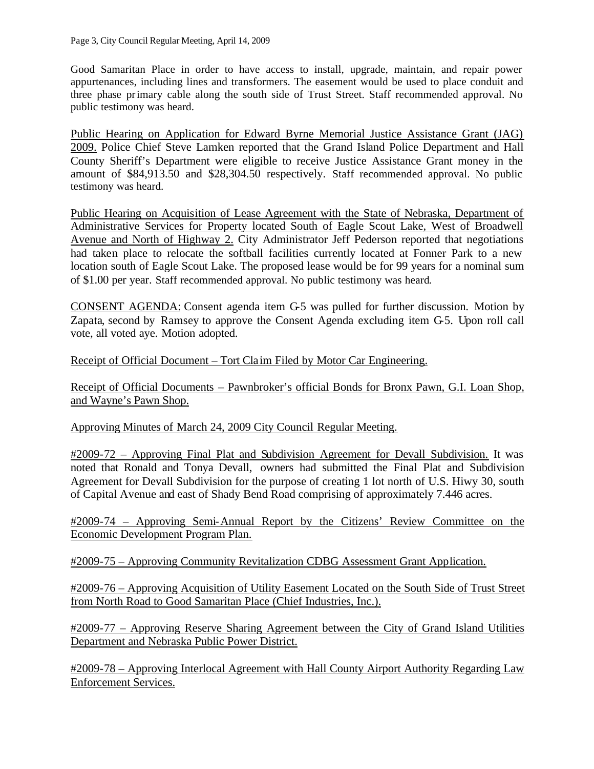Good Samaritan Place in order to have access to install, upgrade, maintain, and repair power appurtenances, including lines and transformers. The easement would be used to place conduit and three phase primary cable along the south side of Trust Street. Staff recommended approval. No public testimony was heard.

Public Hearing on Application for Edward Byrne Memorial Justice Assistance Grant (JAG) 2009. Police Chief Steve Lamken reported that the Grand Island Police Department and Hall County Sheriff's Department were eligible to receive Justice Assistance Grant money in the amount of $84,913.50 and $28,304.50 respectively. Staff recommended approval. No public testimony was heard.

Public Hearing on Acquisition of Lease Agreement with the State of Nebraska, Department of Administrative Services for Property located South of Eagle Scout Lake, West of Broadwell Avenue and North of Highway 2. City Administrator Jeff Pederson reported that negotiations had taken place to relocate the softball facilities currently located at Fonner Park to a new location south of Eagle Scout Lake. The proposed lease would be for 99 years for a nominal sum of $1.00 per year. Staff recommended approval. No public testimony was heard.

CONSENT AGENDA: Consent agenda item G-5 was pulled for further discussion. Motion by Zapata, second by Ramsey to approve the Consent Agenda excluding item G-5. Upon roll call vote, all voted aye. Motion adopted.

Receipt of Official Document – Tort Claim Filed by Motor Car Engineering.

Receipt of Official Documents – Pawnbroker's official Bonds for Bronx Pawn, G.I. Loan Shop, and Wayne's Pawn Shop.

Approving Minutes of March 24, 2009 City Council Regular Meeting.

#2009-72 – Approving Final Plat and Subdivision Agreement for Devall Subdivision. It was noted that Ronald and Tonya Devall, owners had submitted the Final Plat and Subdivision Agreement for Devall Subdivision for the purpose of creating 1 lot north of U.S. Hiwy 30, south of Capital Avenue and east of Shady Bend Road comprising of approximately 7.446 acres.

#2009-74 – Approving Semi-Annual Report by the Citizens' Review Committee on the Economic Development Program Plan.

#2009-75 – Approving Community Revitalization CDBG Assessment Grant Application.

#2009-76 – Approving Acquisition of Utility Easement Located on the South Side of Trust Street from North Road to Good Samaritan Place (Chief Industries, Inc.).

#2009-77 – Approving Reserve Sharing Agreement between the City of Grand Island Utilities Department and Nebraska Public Power District.

#2009-78 – Approving Interlocal Agreement with Hall County Airport Authority Regarding Law Enforcement Services.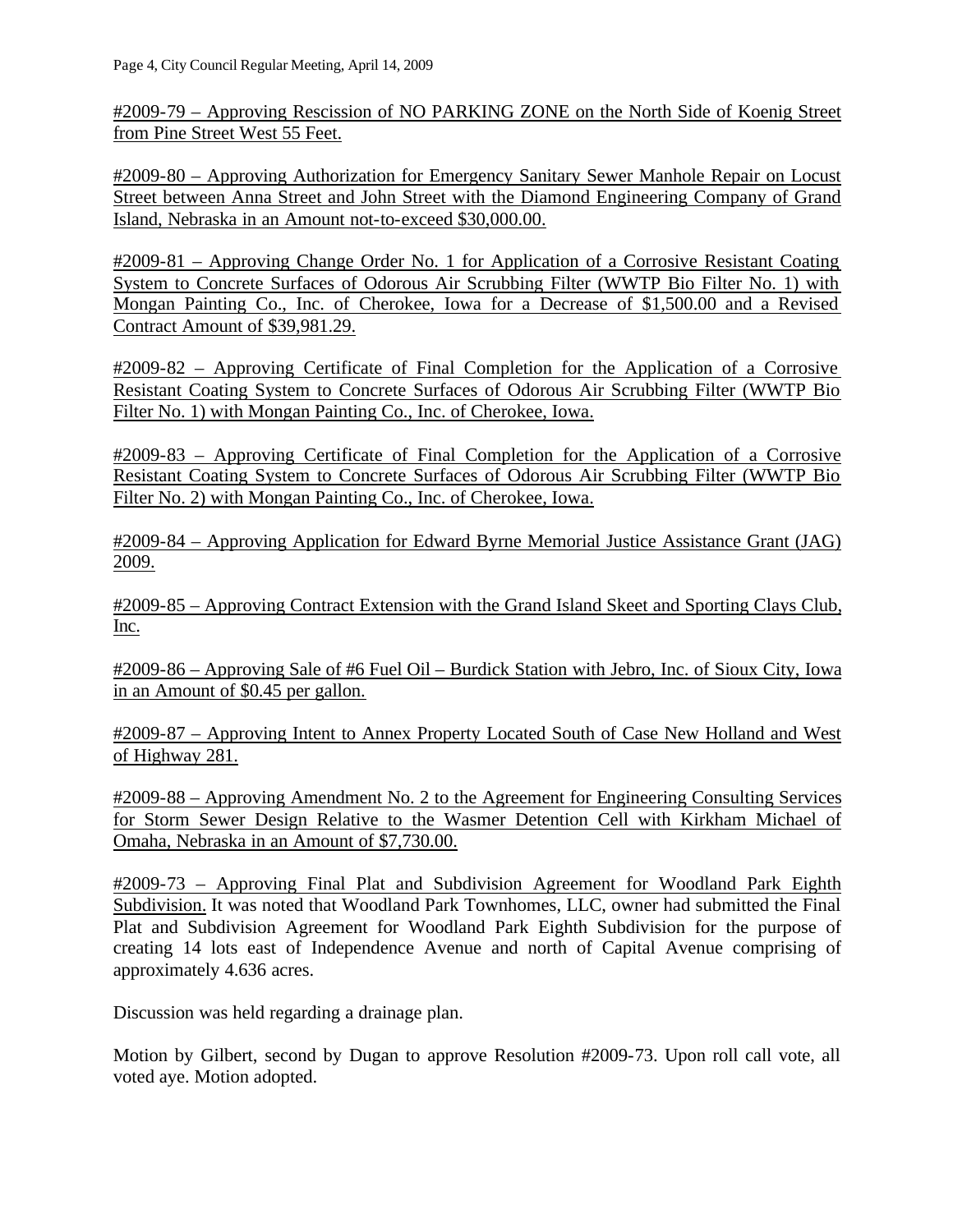<u>#2009-79 – Approving Rescission of NO PARKING ZONE on the North Side of Koenig Street from Pine Street West 55 Feet.</u>

<u>#2009-80 – Approving Authorization for Emergency Sanitary Sewer Manhole Repair on Locust Street between Anna Street and John Street with the Diamond Engineering Company of Grand Island, Nebraska in an Amount not-to-exceed $30,000.00.</u>

<u>#2009-81 – Approving Change Order No. 1 for Application of a Corrosive Resistant Coating System to Concrete Surfaces of Odorous Air Scrubbing Filter (WWTP Bio Filter No. 1) with Mongan Painting Co., Inc. of Cherokee, Iowa for a Decrease of $1,500.00 and a Revised Contract Amount of $39,981.29.</u>

<u>#2009-82 – Approving Certificate of Final Completion for the Application of a Corrosive Resistant Coating System to Concrete Surfaces of Odorous Air Scrubbing Filter (WWTP Bio Filter No. 1) with Mongan Painting Co., Inc. of Cherokee, Iowa.</u>

<u>#2009-83 – Approving Certificate of Final Completion for the Application of a Corrosive Resistant Coating System to Concrete Surfaces of Odorous Air Scrubbing Filter (WWTP Bio Filter No. 2) with Mongan Painting Co., Inc. of Cherokee, Iowa.</u>

<u>#2009-84 – Approving Application for Edward Byrne Memorial Justice Assistance Grant (JAG) 2009.</u>

<u>#2009-85 – Approving Contract Extension with the Grand Island Skeet and Sporting Clays Club, Inc.</u>

<u>#2009-86 – Approving Sale of #6 Fuel Oil – Burdick Station with Jebro, Inc. of Sioux City, Iowa in an Amount of $0.45 per gallon.</u>

<u>#2009-87 – Approving Intent to Annex Property Located South of Case New Holland and West of Highway 281.</u>

<u>#2009-88 – Approving Amendment No. 2 to the Agreement for Engineering Consulting Services for Storm Sewer Design Relative to the Wasmer Detention Cell with Kirkham Michael of Omaha, Nebraska in an Amount of $7,730.00.</u>

<u>#2009-73 – Approving Final Plat and Subdivision Agreement for Woodland Park Eighth Subdivision.</u> It was noted that Woodland Park Townhomes, LLC, owner had submitted the Final Plat and Subdivision Agreement for Woodland Park Eighth Subdivision for the purpose of creating 14 lots east of Independence Avenue and north of Capital Avenue comprising of approximately 4.636 acres.

Discussion was held regarding a drainage plan.

Motion by Gilbert, second by Dugan to approve Resolution #2009-73. Upon roll call vote, all voted aye. Motion adopted.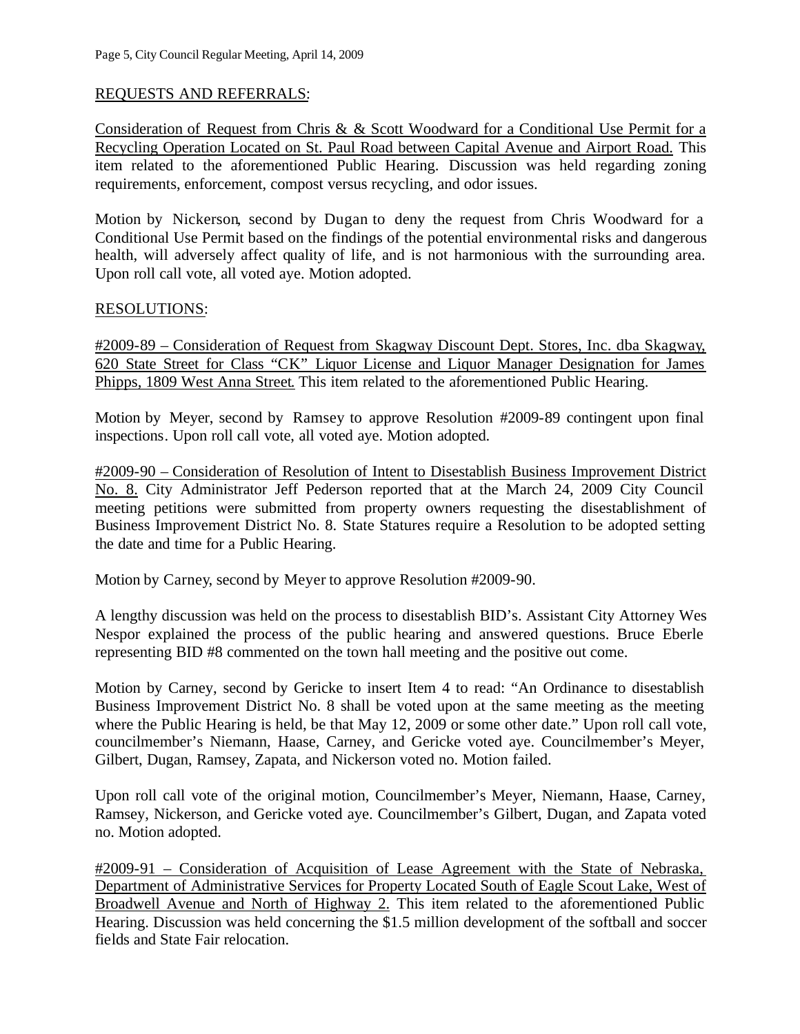REQUESTS AND REFERRALS:

Consideration of Request from Chris & & Scott Woodward for a Conditional Use Permit for a Recycling Operation Located on St. Paul Road between Capital Avenue and Airport Road. This item related to the aforementioned Public Hearing. Discussion was held regarding zoning requirements, enforcement, compost versus recycling, and odor issues.

Motion by Nickerson, second by Dugan to deny the request from Chris Woodward for a Conditional Use Permit based on the findings of the potential environmental risks and dangerous health, will adversely affect quality of life, and is not harmonious with the surrounding area. Upon roll call vote, all voted aye. Motion adopted.

RESOLUTIONS:

#2009-89 – Consideration of Request from Skagway Discount Dept. Stores, Inc. dba Skagway, 620 State Street for Class "CK" Liquor License and Liquor Manager Designation for James Phipps, 1809 West Anna Street. This item related to the aforementioned Public Hearing.

Motion by Meyer, second by Ramsey to approve Resolution #2009-89 contingent upon final inspections. Upon roll call vote, all voted aye. Motion adopted.

#2009-90 – Consideration of Resolution of Intent to Disestablish Business Improvement District No. 8. City Administrator Jeff Pederson reported that at the March 24, 2009 City Council meeting petitions were submitted from property owners requesting the disestablishment of Business Improvement District No. 8. State Statures require a Resolution to be adopted setting the date and time for a Public Hearing.

Motion by Carney, second by Meyer to approve Resolution #2009-90.

A lengthy discussion was held on the process to disestablish BID's. Assistant City Attorney Wes Nespor explained the process of the public hearing and answered questions. Bruce Eberle representing BID #8 commented on the town hall meeting and the positive out come.

Motion by Carney, second by Gericke to insert Item 4 to read: "An Ordinance to disestablish Business Improvement District No. 8 shall be voted upon at the same meeting as the meeting where the Public Hearing is held, be that May 12, 2009 or some other date." Upon roll call vote, councilmember's Niemann, Haase, Carney, and Gericke voted aye. Councilmember's Meyer, Gilbert, Dugan, Ramsey, Zapata, and Nickerson voted no. Motion failed.

Upon roll call vote of the original motion, Councilmember's Meyer, Niemann, Haase, Carney, Ramsey, Nickerson, and Gericke voted aye. Councilmember's Gilbert, Dugan, and Zapata voted no. Motion adopted.

#2009-91 – Consideration of Acquisition of Lease Agreement with the State of Nebraska, Department of Administrative Services for Property Located South of Eagle Scout Lake, West of Broadwell Avenue and North of Highway 2. This item related to the aforementioned Public Hearing. Discussion was held concerning the $1.5 million development of the softball and soccer fields and State Fair relocation.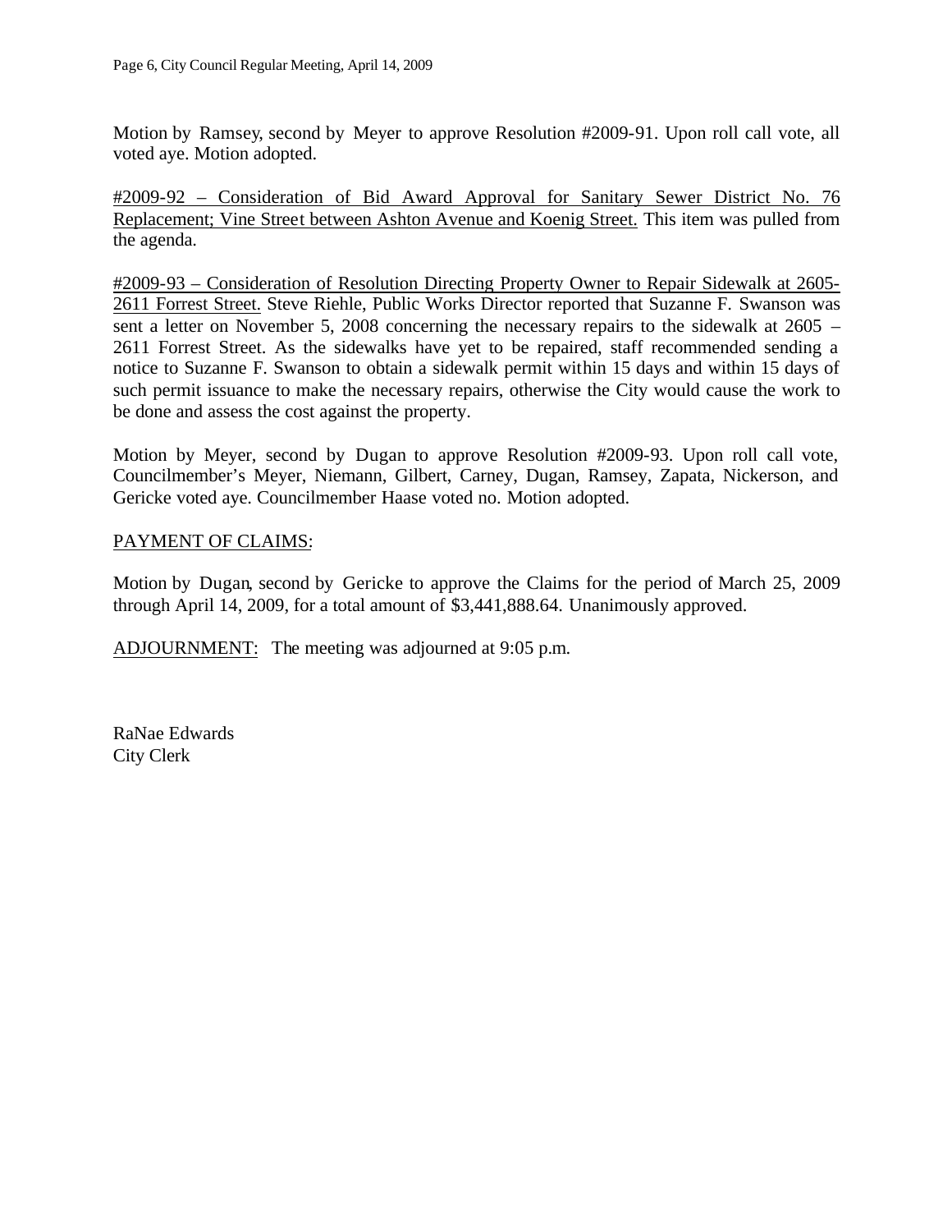Motion by Ramsey, second by Meyer to approve Resolution #2009-91. Upon roll call vote, all voted aye. Motion adopted.

<u>#2009-92 – Consideration of Bid Award Approval for Sanitary Sewer District No. 76 Replacement; Vine Street between Ashton Avenue and Koenig Street.</u> This item was pulled from the agenda.

<u>#2009-93 – Consideration of Resolution Directing Property Owner to Repair Sidewalk at 2605-2611 Forrest Street.</u> Steve Riehle, Public Works Director reported that Suzanne F. Swanson was sent a letter on November 5, 2008 concerning the necessary repairs to the sidewalk at 2605 – 2611 Forrest Street. As the sidewalks have yet to be repaired, staff recommended sending a notice to Suzanne F. Swanson to obtain a sidewalk permit within 15 days and within 15 days of such permit issuance to make the necessary repairs, otherwise the City would cause the work to be done and assess the cost against the property.

Motion by Meyer, second by Dugan to approve Resolution #2009-93. Upon roll call vote, Councilmember's Meyer, Niemann, Gilbert, Carney, Dugan, Ramsey, Zapata, Nickerson, and Gericke voted aye. Councilmember Haase voted no. Motion adopted.

<u>PAYMENT OF CLAIMS</u>:

Motion by Dugan, second by Gericke to approve the Claims for the period of March 25, 2009 through April 14, 2009, for a total amount of $3,441,888.64. Unanimously approved.

<u>ADJOURNMENT</u>: The meeting was adjourned at 9:05 p.m.

RaNae Edwards
City Clerk